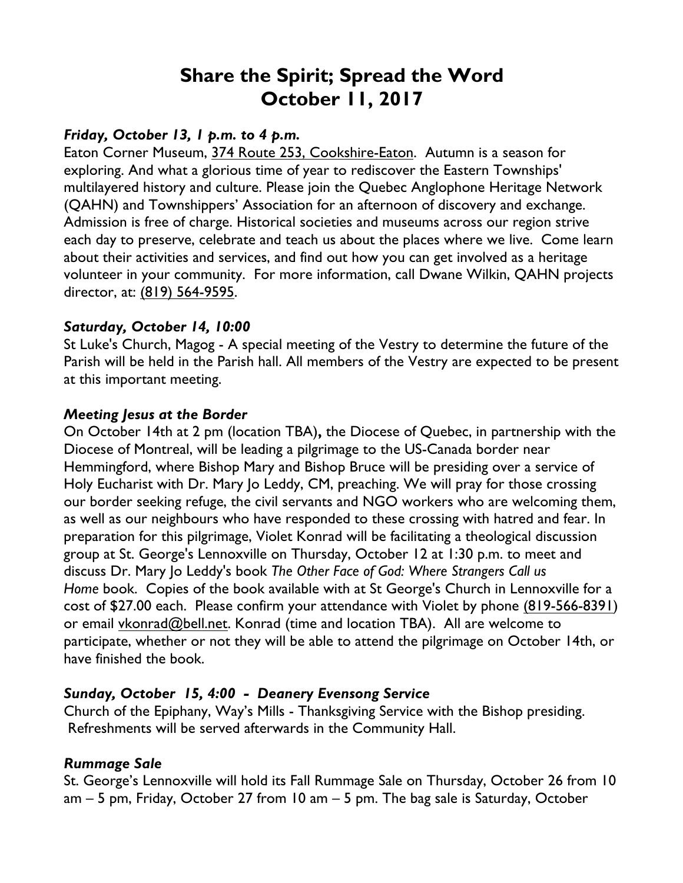# Share the Spirit; Spread the Word
# October 11, 2017

***Friday, October 13, 1 p.m. to 4 p.m.***

Eaton Corner Museum, 374 Route 253, Cookshire-Eaton. Autumn is a season for exploring. And what a glorious time of year to rediscover the Eastern Townships' multilayered history and culture. Please join the Quebec Anglophone Heritage Network (QAHN) and Townshippers' Association for an afternoon of discovery and exchange. Admission is free of charge. Historical societies and museums across our region strive each day to preserve, celebrate and teach us about the places where we live. Come learn about their activities and services, and find out how you can get involved as a heritage volunteer in your community. For more information, call Dwane Wilkin, QAHN projects director, at: (819) 564-9595.

***Saturday, October 14, 10:00***

St Luke's Church, Magog - A special meeting of the Vestry to determine the future of the Parish will be held in the Parish hall. All members of the Vestry are expected to be present at this important meeting.

***Meeting Jesus at the Border***

On October 14th at 2 pm (location TBA)**,** the Diocese of Quebec, in partnership with the Diocese of Montreal, will be leading a pilgrimage to the US-Canada border near Hemmingford, where Bishop Mary and Bishop Bruce will be presiding over a service of Holy Eucharist with Dr. Mary Jo Leddy, CM, preaching. We will pray for those crossing our border seeking refuge, the civil servants and NGO workers who are welcoming them, as well as our neighbours who have responded to these crossing with hatred and fear. In preparation for this pilgrimage, Violet Konrad will be facilitating a theological discussion group at St. George's Lennoxville on Thursday, October 12 at 1:30 p.m. to meet and discuss Dr. Mary Jo Leddy's book *The Other Face of God: Where Strangers Call us Home* book. Copies of the book available with at St George's Church in Lennoxville for a cost of $27.00 each. Please confirm your attendance with Violet by phone (819-566-8391) or email vkonrad@bell.net. Konrad (time and location TBA). All are welcome to participate, whether or not they will be able to attend the pilgrimage on October 14th, or have finished the book.

***Sunday, October 15, 4:00 - Deanery Evensong Service***

Church of the Epiphany, Way's Mills - Thanksgiving Service with the Bishop presiding. Refreshments will be served afterwards in the Community Hall.

***Rummage Sale***

St. George's Lennoxville will hold its Fall Rummage Sale on Thursday, October 26 from 10 am – 5 pm, Friday, October 27 from 10 am – 5 pm. The bag sale is Saturday, October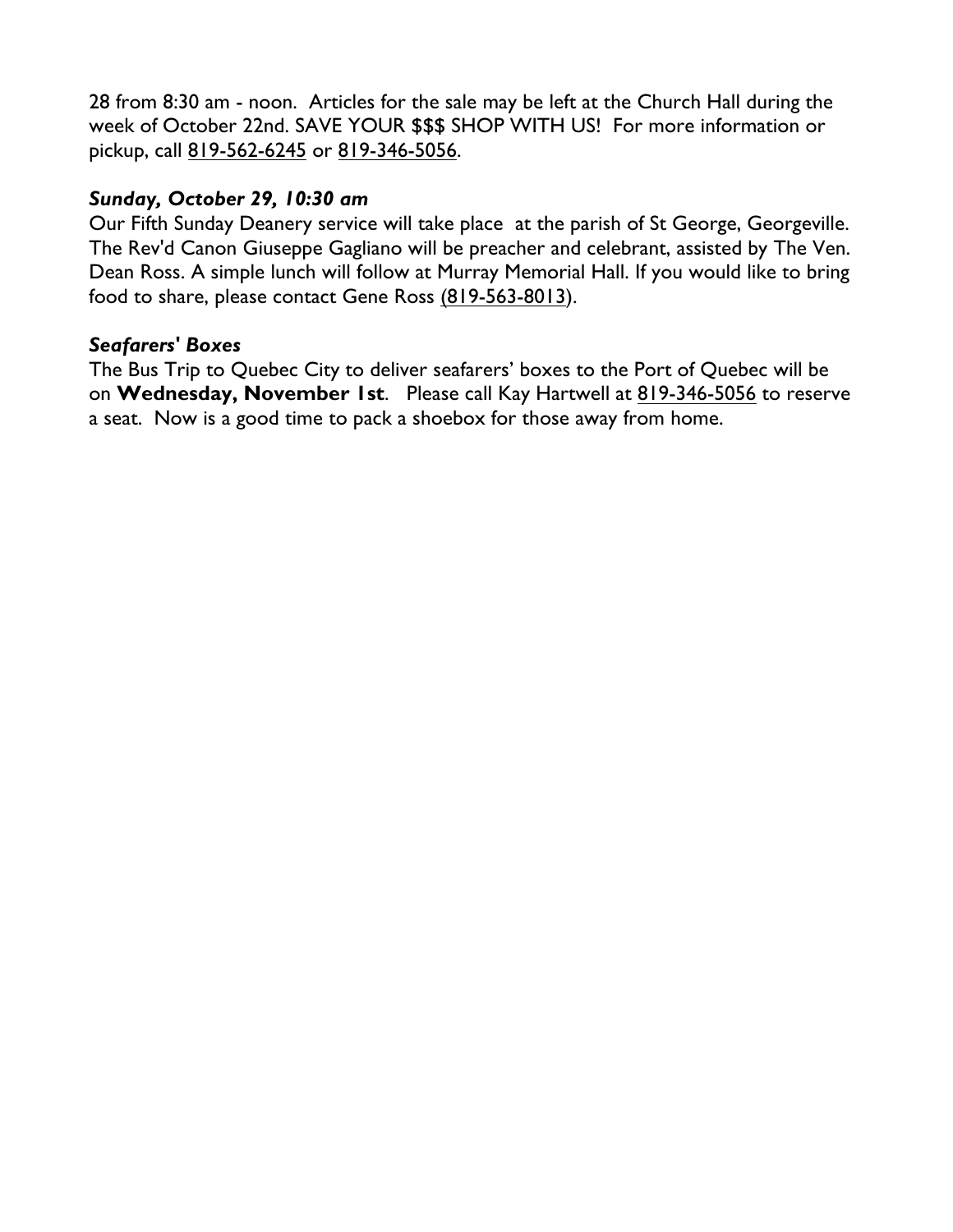28 from 8:30 am - noon. Articles for the sale may be left at the Church Hall during the week of October 22nd. SAVE YOUR $$$ SHOP WITH US! For more information or pickup, call 819-562-6245 or 819-346-5056.

***Sunday, October 29, 10:30 am***

Our Fifth Sunday Deanery service will take place at the parish of St George, Georgeville. The Rev'd Canon Giuseppe Gagliano will be preacher and celebrant, assisted by The Ven. Dean Ross. A simple lunch will follow at Murray Memorial Hall. If you would like to bring food to share, please contact Gene Ross (819-563-8013).

***Seafarers' Boxes***

The Bus Trip to Quebec City to deliver seafarers' boxes to the Port of Quebec will be on **Wednesday, November 1st**. Please call Kay Hartwell at 819-346-5056 to reserve a seat. Now is a good time to pack a shoebox for those away from home.